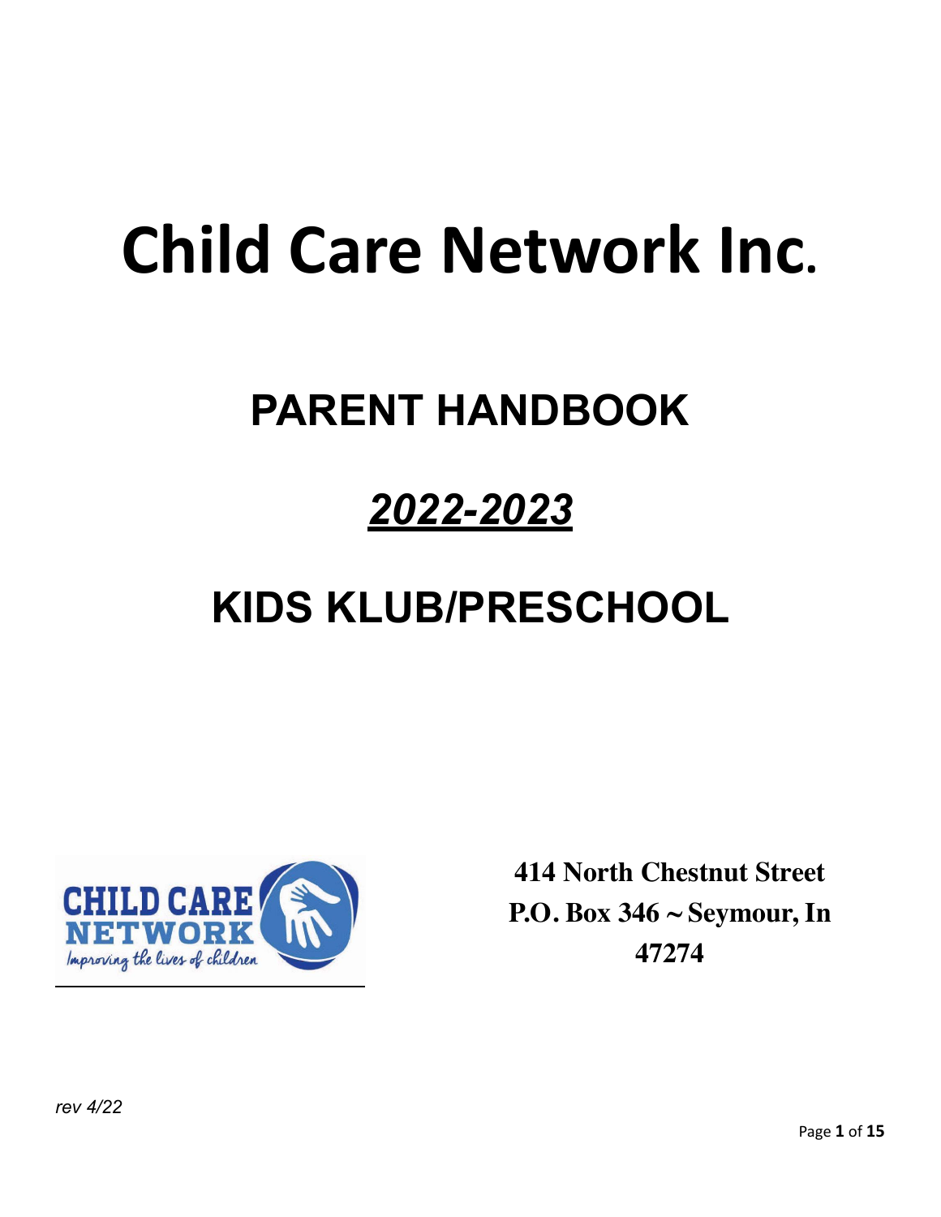# Child Care Network Inc.

## PARENT HANDBOOK

## *2022-2023*

## KIDS KLUB/PRESCHOOL

**414 North Chestnut Street**
**P.O. Box 346 ~ Seymour, In 47274**

*rev 4/22*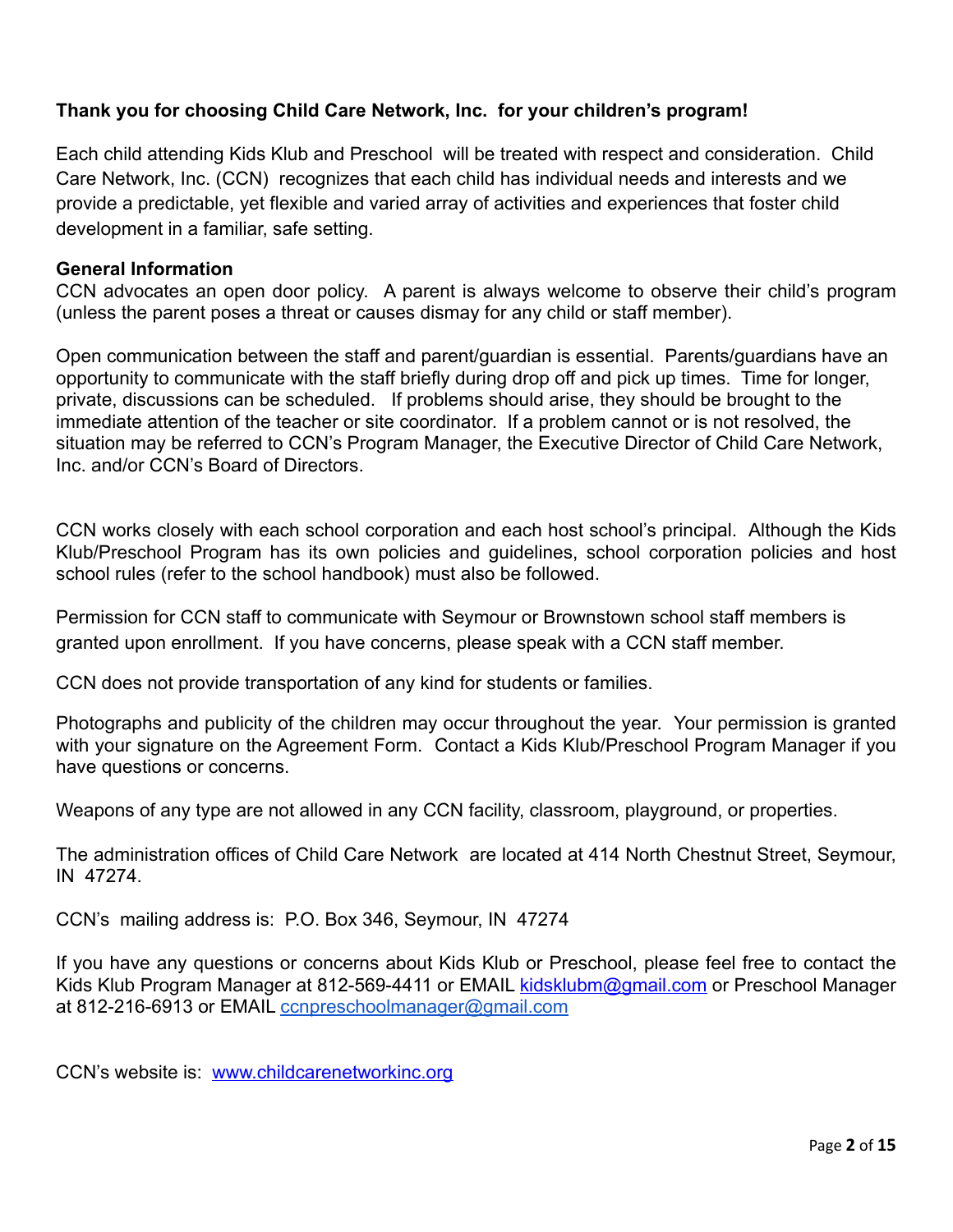**Thank you for choosing Child Care Network, Inc. for your children's program!**

Each child attending Kids Klub and Preschool will be treated with respect and consideration. Child Care Network, Inc. (CCN) recognizes that each child has individual needs and interests and we provide a predictable, yet flexible and varied array of activities and experiences that foster child development in a familiar, safe setting.

**General Information**

CCN advocates an open door policy. A parent is always welcome to observe their child's program (unless the parent poses a threat or causes dismay for any child or staff member).

Open communication between the staff and parent/guardian is essential. Parents/guardians have an opportunity to communicate with the staff briefly during drop off and pick up times. Time for longer, private, discussions can be scheduled. If problems should arise, they should be brought to the immediate attention of the teacher or site coordinator. If a problem cannot or is not resolved, the situation may be referred to CCN's Program Manager, the Executive Director of Child Care Network, Inc. and/or CCN's Board of Directors.

CCN works closely with each school corporation and each host school's principal. Although the Kids Klub/Preschool Program has its own policies and guidelines, school corporation policies and host school rules (refer to the school handbook) must also be followed.

Permission for CCN staff to communicate with Seymour or Brownstown school staff members is granted upon enrollment. If you have concerns, please speak with a CCN staff member.

CCN does not provide transportation of any kind for students or families.

Photographs and publicity of the children may occur throughout the year. Your permission is granted with your signature on the Agreement Form. Contact a Kids Klub/Preschool Program Manager if you have questions or concerns.

Weapons of any type are not allowed in any CCN facility, classroom, playground, or properties.

The administration offices of Child Care Network are located at 414 North Chestnut Street, Seymour, IN 47274.

CCN's mailing address is: P.O. Box 346, Seymour, IN 47274

If you have any questions or concerns about Kids Klub or Preschool, please feel free to contact the Kids Klub Program Manager at 812-569-4411 or EMAIL kidsklubm@gmail.com or Preschool Manager at 812-216-6913 or EMAIL ccnpreschoolmanager@gmail.com

CCN's website is: www.childcarenetworkinc.org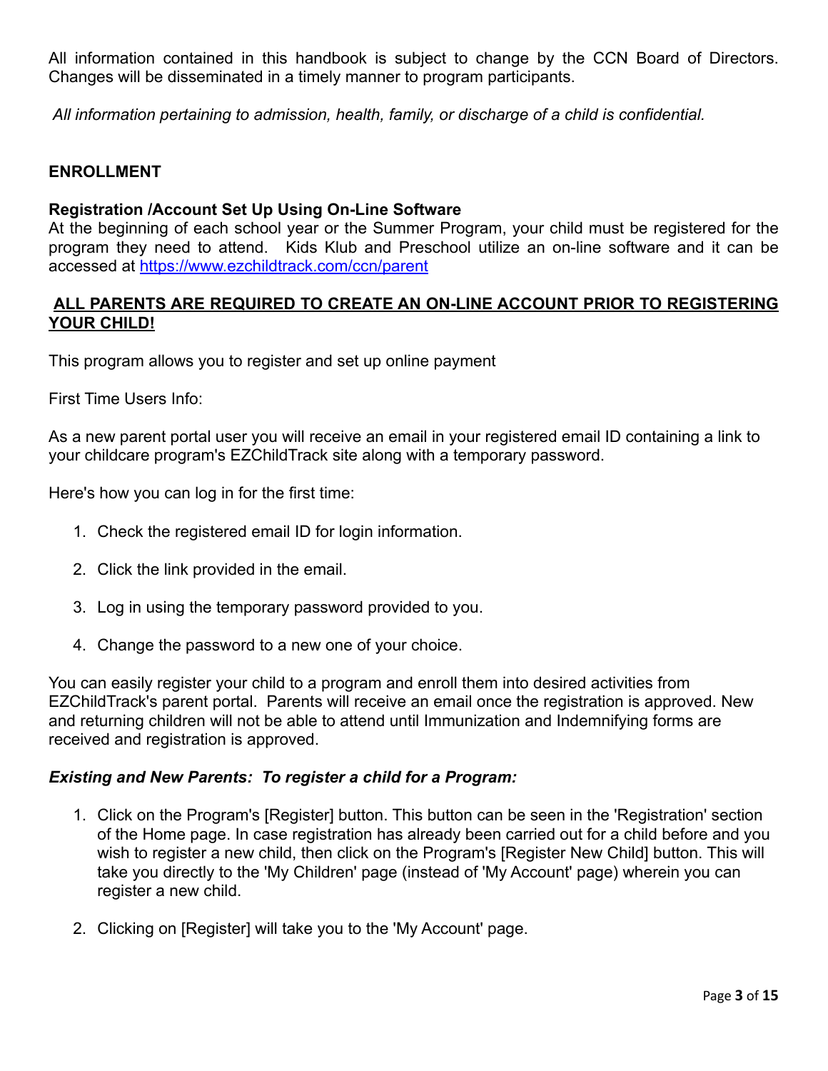All information contained in this handbook is subject to change by the CCN Board of Directors. Changes will be disseminated in a timely manner to program participants.

*All information pertaining to admission, health, family, or discharge of a child is confidential.*

## ENROLLMENT

### Registration /Account Set Up Using On-Line Software

At the beginning of each school year or the Summer Program, your child must be registered for the program they need to attend. Kids Klub and Preschool utilize an on-line software and it can be accessed at [https://www.ezchildtrack.com/ccn/parent](https://www.ezchildtrack.com/ccn/parent)

**ALL PARENTS ARE REQUIRED TO CREATE AN ON-LINE ACCOUNT PRIOR TO REGISTERING YOUR CHILD!**

This program allows you to register and set up online payment

First Time Users Info:

As a new parent portal user you will receive an email in your registered email ID containing a link to your childcare program's EZChildTrack site along with a temporary password.

Here's how you can log in for the first time:

1. Check the registered email ID for login information.
2. Click the link provided in the email.
3. Log in using the temporary password provided to you.
4. Change the password to a new one of your choice.

You can easily register your child to a program and enroll them into desired activities from EZChildTrack's parent portal. Parents will receive an email once the registration is approved. New and returning children will not be able to attend until Immunization and Indemnifying forms are received and registration is approved.

***Existing and New Parents: To register a child for a Program:***

1. Click on the Program's [Register] button. This button can be seen in the 'Registration' section of the Home page. In case registration has already been carried out for a child before and you wish to register a new child, then click on the Program's [Register New Child] button. This will take you directly to the 'My Children' page (instead of 'My Account' page) wherein you can register a new child.
2. Clicking on [Register] will take you to the 'My Account' page.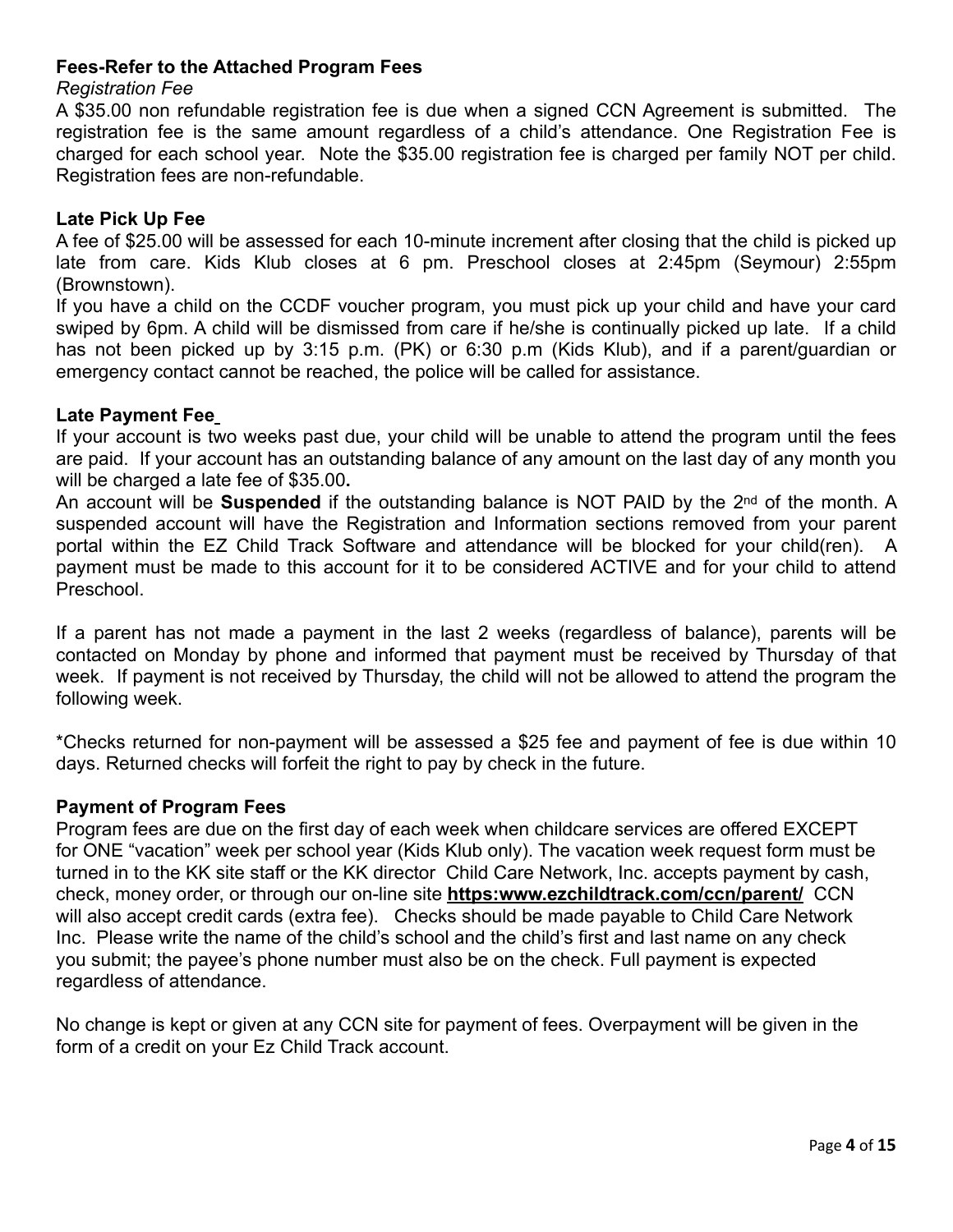**Fees-Refer to the Attached Program Fees**

*Registration Fee*

A $35.00 non refundable registration fee is due when a signed CCN Agreement is submitted. The registration fee is the same amount regardless of a child's attendance. One Registration Fee is charged for each school year. Note the $35.00 registration fee is charged per family NOT per child. Registration fees are non-refundable.

**Late Pick Up Fee**

A fee of $25.00 will be assessed for each 10-minute increment after closing that the child is picked up late from care. Kids Klub closes at 6 pm. Preschool closes at 2:45pm (Seymour) 2:55pm (Brownstown).

If you have a child on the CCDF voucher program, you must pick up your child and have your card swiped by 6pm. A child will be dismissed from care if he/she is continually picked up late. If a child has not been picked up by 3:15 p.m. (PK) or 6:30 p.m (Kids Klub), and if a parent/guardian or emergency contact cannot be reached, the police will be called for assistance.

**Late Payment Fee**

If your account is two weeks past due, your child will be unable to attend the program until the fees are paid. If your account has an outstanding balance of any amount on the last day of any month you will be charged a late fee of $35.00**.**

An account will be **Suspended** if the outstanding balance is NOT PAID by the 2nd of the month. A suspended account will have the Registration and Information sections removed from your parent portal within the EZ Child Track Software and attendance will be blocked for your child(ren). A payment must be made to this account for it to be considered ACTIVE and for your child to attend Preschool.

If a parent has not made a payment in the last 2 weeks (regardless of balance), parents will be contacted on Monday by phone and informed that payment must be received by Thursday of that week. If payment is not received by Thursday, the child will not be allowed to attend the program the following week.

*Checks returned for non-payment will be assessed a $25 fee and payment of fee is due within 10 days. Returned checks will forfeit the right to pay by check in the future.

**Payment of Program Fees**

Program fees are due on the first day of each week when childcare services are offered EXCEPT for ONE "vacation" week per school year (Kids Klub only). The vacation week request form must be turned in to the KK site staff or the KK director Child Care Network, Inc. accepts payment by cash, check, money order, or through our on-line site **https:www.ezchildtrack.com/ccn/parent/** CCN will also accept credit cards (extra fee). Checks should be made payable to Child Care Network Inc. Please write the name of the child's school and the child's first and last name on any check you submit; the payee's phone number must also be on the check. Full payment is expected regardless of attendance.

No change is kept or given at any CCN site for payment of fees. Overpayment will be given in the form of a credit on your Ez Child Track account.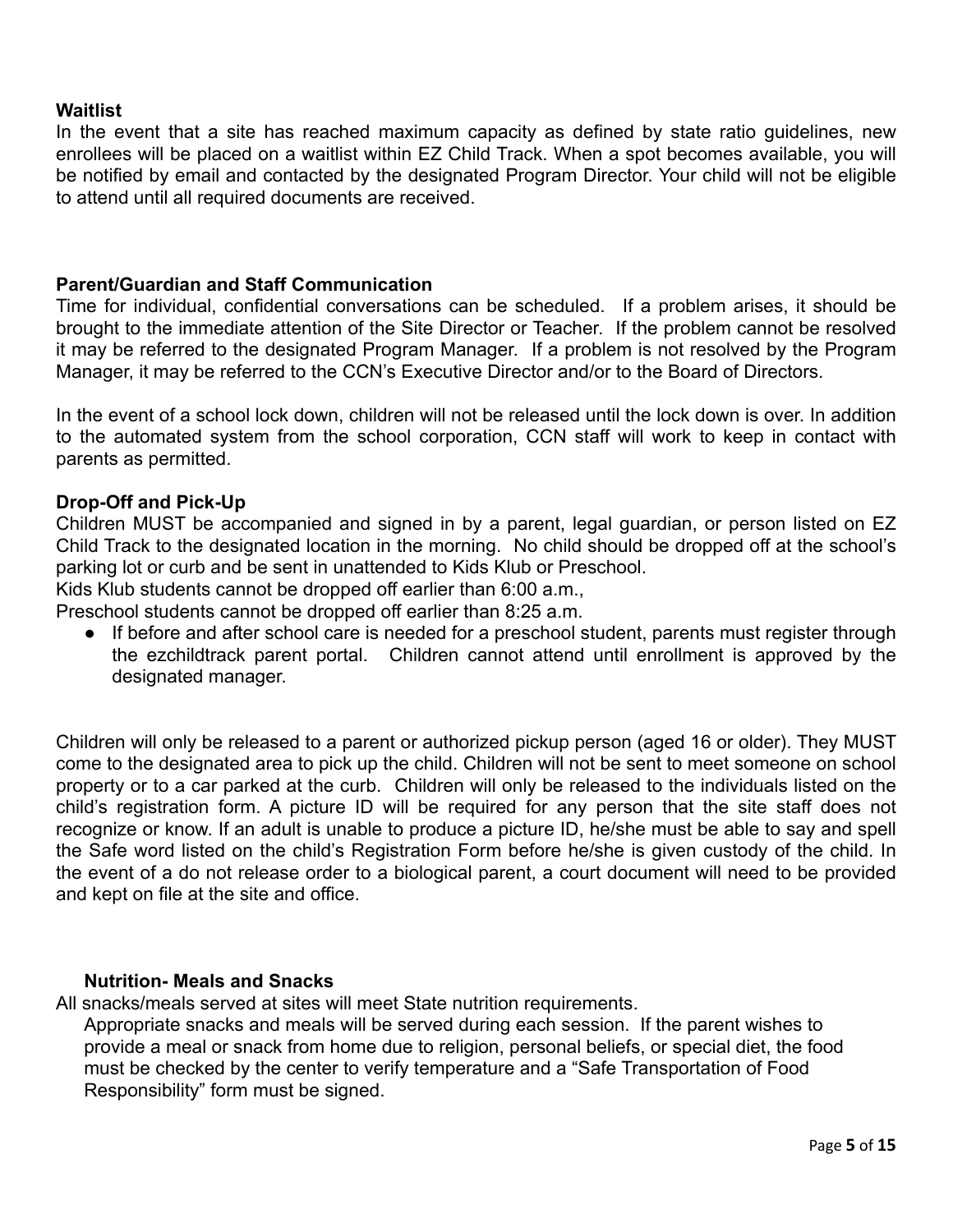**Waitlist**

In the event that a site has reached maximum capacity as defined by state ratio guidelines, new enrollees will be placed on a waitlist within EZ Child Track. When a spot becomes available, you will be notified by email and contacted by the designated Program Director. Your child will not be eligible to attend until all required documents are received.

**Parent/Guardian and Staff Communication**

Time for individual, confidential conversations can be scheduled. If a problem arises, it should be brought to the immediate attention of the Site Director or Teacher. If the problem cannot be resolved it may be referred to the designated Program Manager. If a problem is not resolved by the Program Manager, it may be referred to the CCN's Executive Director and/or to the Board of Directors.

In the event of a school lock down, children will not be released until the lock down is over. In addition to the automated system from the school corporation, CCN staff will work to keep in contact with parents as permitted.

**Drop-Off and Pick-Up**

Children MUST be accompanied and signed in by a parent, legal guardian, or person listed on EZ Child Track to the designated location in the morning. No child should be dropped off at the school's parking lot or curb and be sent in unattended to Kids Klub or Preschool.

Kids Klub students cannot be dropped off earlier than 6:00 a.m.,

Preschool students cannot be dropped off earlier than 8:25 a.m.

- If before and after school care is needed for a preschool student, parents must register through the ezchildtrack parent portal. Children cannot attend until enrollment is approved by the designated manager.

Children will only be released to a parent or authorized pickup person (aged 16 or older). They MUST come to the designated area to pick up the child. Children will not be sent to meet someone on school property or to a car parked at the curb. Children will only be released to the individuals listed on the child's registration form. A picture ID will be required for any person that the site staff does not recognize or know. If an adult is unable to produce a picture ID, he/she must be able to say and spell the Safe word listed on the child's Registration Form before he/she is given custody of the child. In the event of a do not release order to a biological parent, a court document will need to be provided and kept on file at the site and office.

**Nutrition- Meals and Snacks**

All snacks/meals served at sites will meet State nutrition requirements.

Appropriate snacks and meals will be served during each session. If the parent wishes to provide a meal or snack from home due to religion, personal beliefs, or special diet, the food must be checked by the center to verify temperature and a "Safe Transportation of Food Responsibility" form must be signed.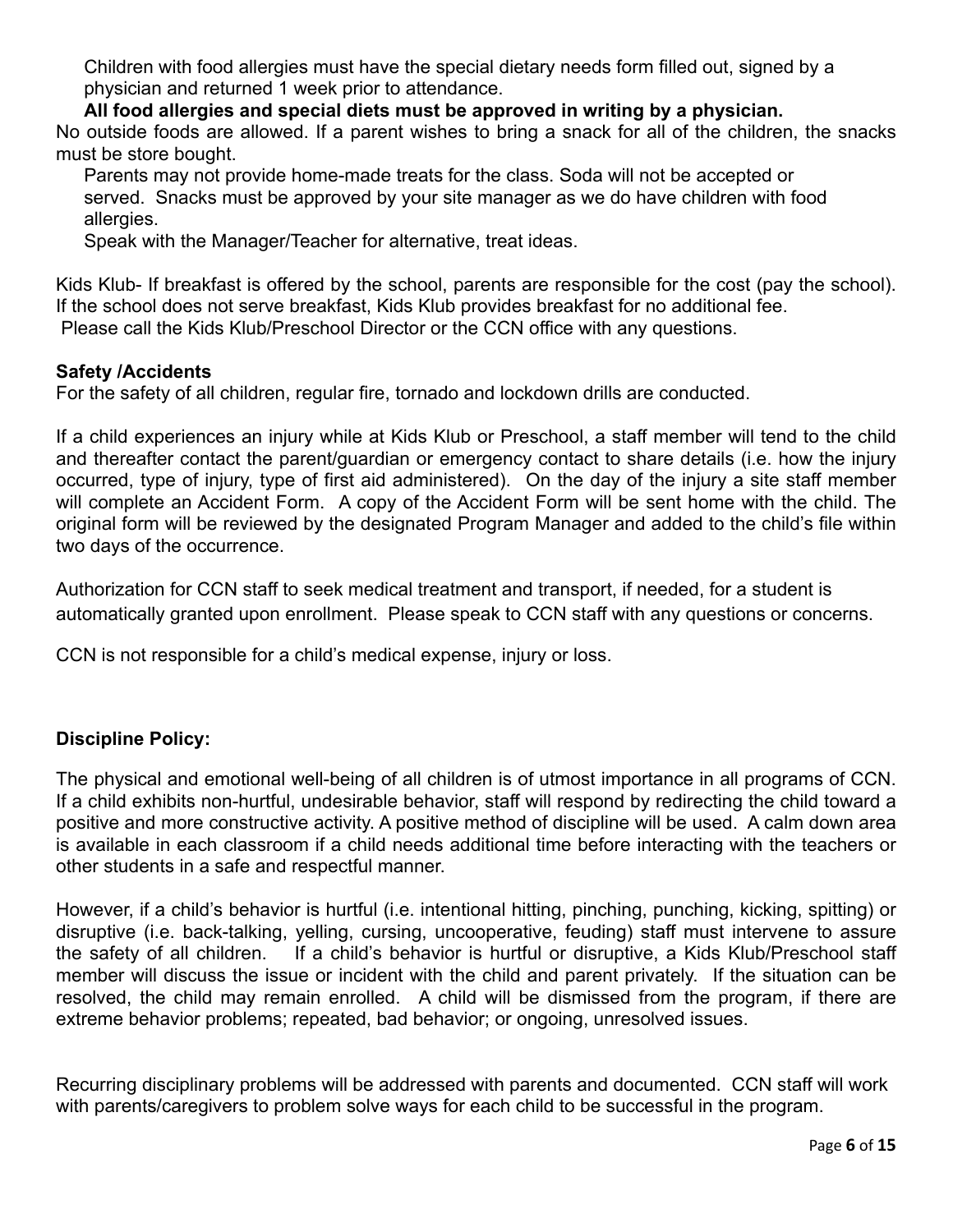Children with food allergies must have the special dietary needs form filled out, signed by a physician and returned 1 week prior to attendance.

**All food allergies and special diets must be approved in writing by a physician.**

No outside foods are allowed. If a parent wishes to bring a snack for all of the children, the snacks must be store bought.

Parents may not provide home-made treats for the class. Soda will not be accepted or served. Snacks must be approved by your site manager as we do have children with food allergies.

Speak with the Manager/Teacher for alternative, treat ideas.

Kids Klub- If breakfast is offered by the school, parents are responsible for the cost (pay the school). If the school does not serve breakfast, Kids Klub provides breakfast for no additional fee. Please call the Kids Klub/Preschool Director or the CCN office with any questions.

**Safety /Accidents**

For the safety of all children, regular fire, tornado and lockdown drills are conducted.

If a child experiences an injury while at Kids Klub or Preschool, a staff member will tend to the child and thereafter contact the parent/guardian or emergency contact to share details (i.e. how the injury occurred, type of injury, type of first aid administered). On the day of the injury a site staff member will complete an Accident Form. A copy of the Accident Form will be sent home with the child. The original form will be reviewed by the designated Program Manager and added to the child's file within two days of the occurrence.

Authorization for CCN staff to seek medical treatment and transport, if needed, for a student is automatically granted upon enrollment. Please speak to CCN staff with any questions or concerns.

CCN is not responsible for a child's medical expense, injury or loss.

**Discipline Policy:**

The physical and emotional well-being of all children is of utmost importance in all programs of CCN. If a child exhibits non-hurtful, undesirable behavior, staff will respond by redirecting the child toward a positive and more constructive activity. A positive method of discipline will be used. A calm down area is available in each classroom if a child needs additional time before interacting with the teachers or other students in a safe and respectful manner.

However, if a child's behavior is hurtful (i.e. intentional hitting, pinching, punching, kicking, spitting) or disruptive (i.e. back-talking, yelling, cursing, uncooperative, feuding) staff must intervene to assure the safety of all children. If a child's behavior is hurtful or disruptive, a Kids Klub/Preschool staff member will discuss the issue or incident with the child and parent privately. If the situation can be resolved, the child may remain enrolled. A child will be dismissed from the program, if there are extreme behavior problems; repeated, bad behavior; or ongoing, unresolved issues.

Recurring disciplinary problems will be addressed with parents and documented. CCN staff will work with parents/caregivers to problem solve ways for each child to be successful in the program.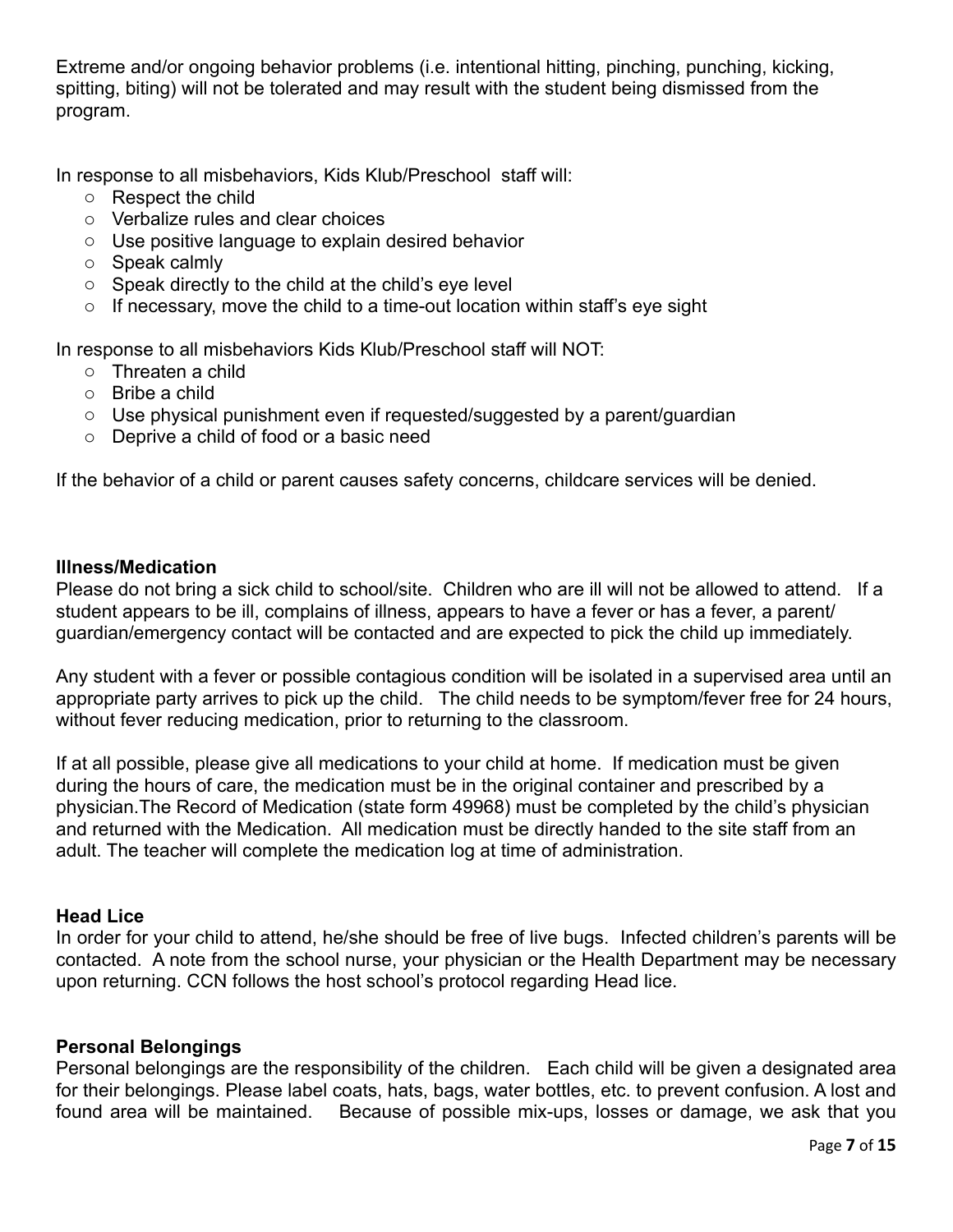Extreme and/or ongoing behavior problems (i.e. intentional hitting, pinching, punching, kicking, spitting, biting) will not be tolerated and may result with the student being dismissed from the program.

In response to all misbehaviors, Kids Klub/Preschool staff will:

- Respect the child
- Verbalize rules and clear choices
- Use positive language to explain desired behavior
- Speak calmly
- Speak directly to the child at the child's eye level
- If necessary, move the child to a time-out location within staff's eye sight

In response to all misbehaviors Kids Klub/Preschool staff will NOT:

- Threaten a child
- Bribe a child
- Use physical punishment even if requested/suggested by a parent/guardian
- Deprive a child of food or a basic need

If the behavior of a child or parent causes safety concerns, childcare services will be denied.

**Illness/Medication**

Please do not bring a sick child to school/site. Children who are ill will not be allowed to attend. If a student appears to be ill, complains of illness, appears to have a fever or has a fever, a parent/guardian/emergency contact will be contacted and are expected to pick the child up immediately.

Any student with a fever or possible contagious condition will be isolated in a supervised area until an appropriate party arrives to pick up the child. The child needs to be symptom/fever free for 24 hours, without fever reducing medication, prior to returning to the classroom.

If at all possible, please give all medications to your child at home. If medication must be given during the hours of care, the medication must be in the original container and prescribed by a physician.The Record of Medication (state form 49968) must be completed by the child's physician and returned with the Medication. All medication must be directly handed to the site staff from an adult. The teacher will complete the medication log at time of administration.

**Head Lice**

In order for your child to attend, he/she should be free of live bugs. Infected children's parents will be contacted. A note from the school nurse, your physician or the Health Department may be necessary upon returning. CCN follows the host school's protocol regarding Head lice.

**Personal Belongings**

Personal belongings are the responsibility of the children. Each child will be given a designated area for their belongings. Please label coats, hats, bags, water bottles, etc. to prevent confusion. A lost and found area will be maintained. Because of possible mix-ups, losses or damage, we ask that you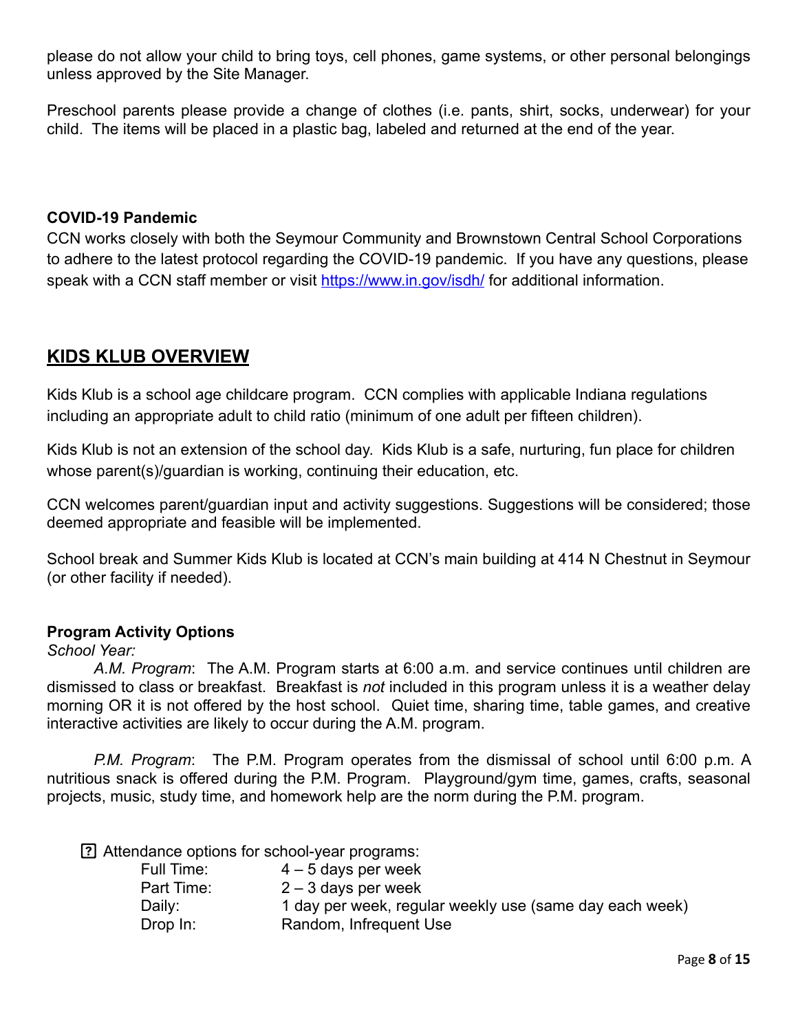please do not allow your child to bring toys, cell phones, game systems, or other personal belongings unless approved by the Site Manager.

Preschool parents please provide a change of clothes (i.e. pants, shirt, socks, underwear) for your child. The items will be placed in a plastic bag, labeled and returned at the end of the year.

**COVID-19 Pandemic**

CCN works closely with both the Seymour Community and Brownstown Central School Corporations to adhere to the latest protocol regarding the COVID-19 pandemic. If you have any questions, please speak with a CCN staff member or visit [https://www.in.gov/isdh/](https://www.in.gov/isdh/) for additional information.

## KIDS KLUB OVERVIEW

Kids Klub is a school age childcare program. CCN complies with applicable Indiana regulations including an appropriate adult to child ratio (minimum of one adult per fifteen children).

Kids Klub is not an extension of the school day. Kids Klub is a safe, nurturing, fun place for children whose parent(s)/guardian is working, continuing their education, etc.

CCN welcomes parent/guardian input and activity suggestions. Suggestions will be considered; those deemed appropriate and feasible will be implemented.

School break and Summer Kids Klub is located at CCN's main building at 414 N Chestnut in Seymour (or other facility if needed).

**Program Activity Options**

*School Year:*

*A.M. Program*: The A.M. Program starts at 6:00 a.m. and service continues until children are dismissed to class or breakfast. Breakfast is *not* included in this program unless it is a weather delay morning OR it is not offered by the host school. Quiet time, sharing time, table games, and creative interactive activities are likely to occur during the A.M. program.

*P.M. Program*: The P.M. Program operates from the dismissal of school until 6:00 p.m. A nutritious snack is offered during the P.M. Program. Playground/gym time, games, crafts, seasonal projects, music, study time, and homework help are the norm during the P.M. program.

- Attendance options for school-year programs:
  - Full Time: 4 – 5 days per week
  - Part Time: 2 – 3 days per week
  - Daily: 1 day per week, regular weekly use (same day each week)
  - Drop In: Random, Infrequent Use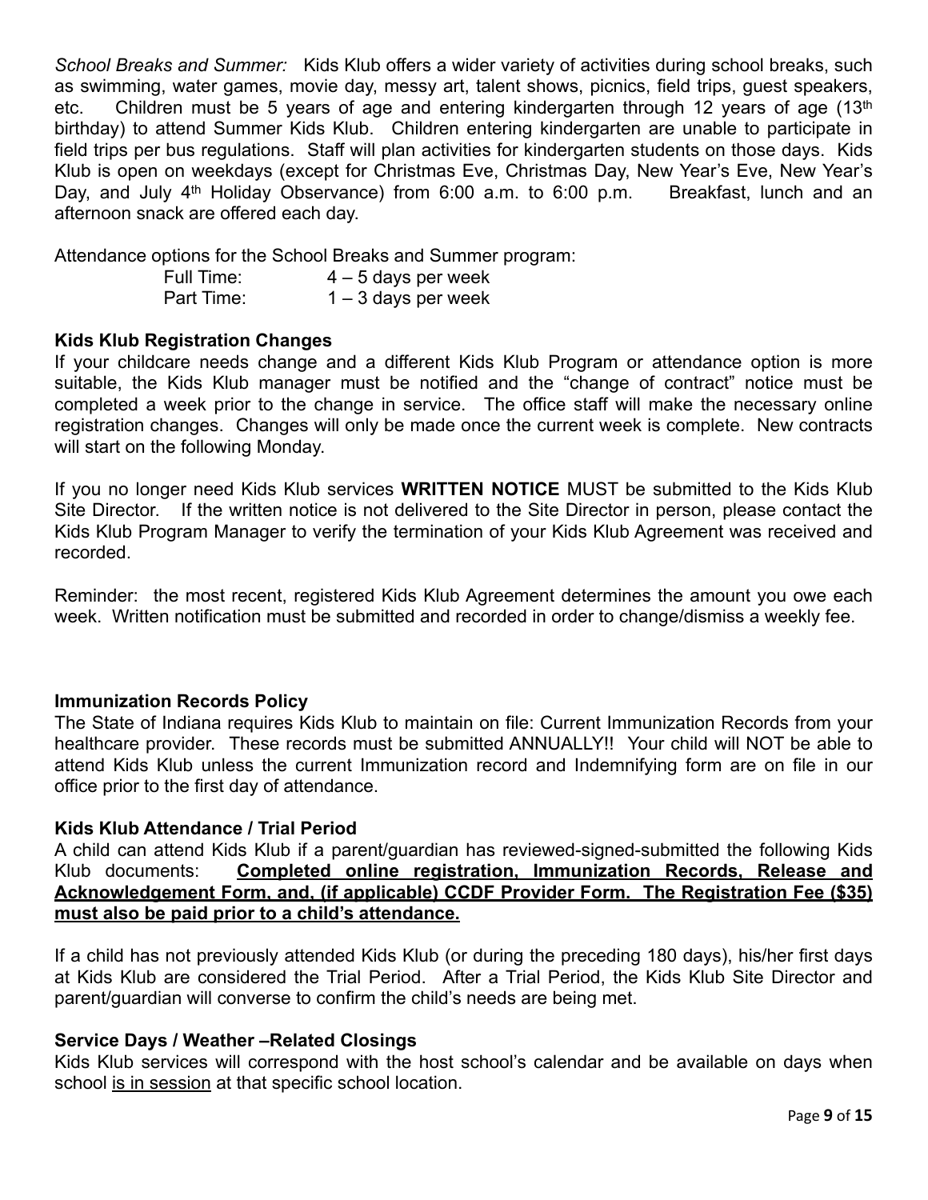*School Breaks and Summer:* Kids Klub offers a wider variety of activities during school breaks, such as swimming, water games, movie day, messy art, talent shows, picnics, field trips, guest speakers, etc. Children must be 5 years of age and entering kindergarten through 12 years of age (13th birthday) to attend Summer Kids Klub. Children entering kindergarten are unable to participate in field trips per bus regulations. Staff will plan activities for kindergarten students on those days. Kids Klub is open on weekdays (except for Christmas Eve, Christmas Day, New Year's Eve, New Year's Day, and July 4th Holiday Observance) from 6:00 a.m. to 6:00 p.m. Breakfast, lunch and an afternoon snack are offered each day.

Attendance options for the School Breaks and Summer program:

Full Time: 4 – 5 days per week
Part Time: 1 – 3 days per week

**Kids Klub Registration Changes**

If your childcare needs change and a different Kids Klub Program or attendance option is more suitable, the Kids Klub manager must be notified and the "change of contract" notice must be completed a week prior to the change in service. The office staff will make the necessary online registration changes. Changes will only be made once the current week is complete. New contracts will start on the following Monday.

If you no longer need Kids Klub services **WRITTEN NOTICE** MUST be submitted to the Kids Klub Site Director. If the written notice is not delivered to the Site Director in person, please contact the Kids Klub Program Manager to verify the termination of your Kids Klub Agreement was received and recorded.

Reminder: the most recent, registered Kids Klub Agreement determines the amount you owe each week. Written notification must be submitted and recorded in order to change/dismiss a weekly fee.

**Immunization Records Policy**

The State of Indiana requires Kids Klub to maintain on file: Current Immunization Records from your healthcare provider. These records must be submitted ANNUALLY!! Your child will NOT be able to attend Kids Klub unless the current Immunization record and Indemnifying form are on file in our office prior to the first day of attendance.

**Kids Klub Attendance / Trial Period**

A child can attend Kids Klub if a parent/guardian has reviewed-signed-submitted the following Kids Klub documents: **Completed online registration, Immunization Records, Release and Acknowledgement Form, and, (if applicable) CCDF Provider Form. The Registration Fee ($35) must also be paid prior to a child's attendance.**

If a child has not previously attended Kids Klub (or during the preceding 180 days), his/her first days at Kids Klub are considered the Trial Period. After a Trial Period, the Kids Klub Site Director and parent/guardian will converse to confirm the child's needs are being met.

**Service Days / Weather –Related Closings**

Kids Klub services will correspond with the host school's calendar and be available on days when school is in session at that specific school location.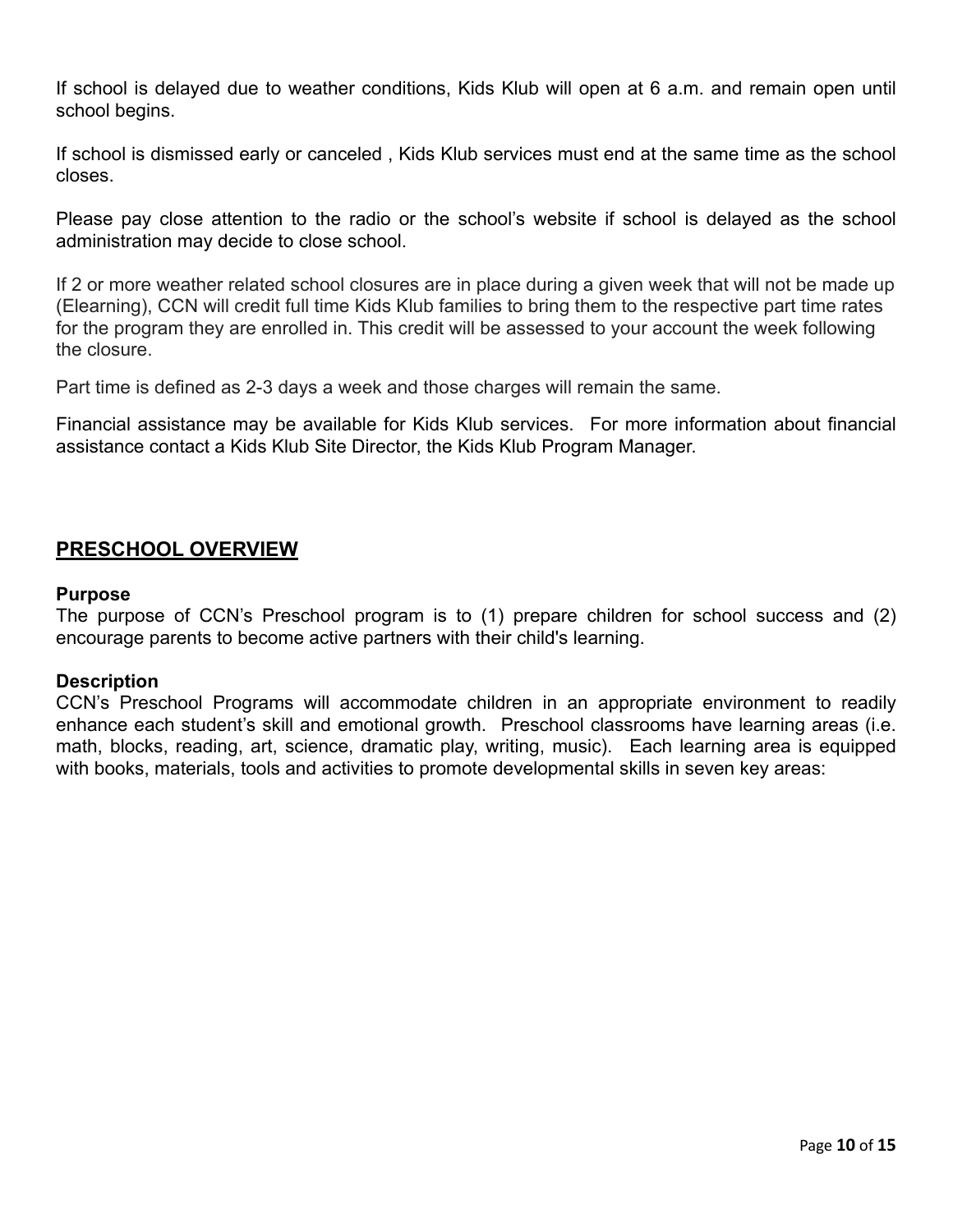If school is delayed due to weather conditions, Kids Klub will open at 6 a.m. and remain open until school begins.

If school is dismissed early or canceled , Kids Klub services must end at the same time as the school closes.

Please pay close attention to the radio or the school's website if school is delayed as the school administration may decide to close school.

If 2 or more weather related school closures are in place during a given week that will not be made up (Elearning), CCN will credit full time Kids Klub families to bring them to the respective part time rates for the program they are enrolled in. This credit will be assessed to your account the week following the closure.

Part time is defined as 2-3 days a week and those charges will remain the same.

Financial assistance may be available for Kids Klub services. For more information about financial assistance contact a Kids Klub Site Director, the Kids Klub Program Manager.

## PRESCHOOL OVERVIEW

**Purpose**

The purpose of CCN's Preschool program is to (1) prepare children for school success and (2) encourage parents to become active partners with their child's learning.

**Description**

CCN's Preschool Programs will accommodate children in an appropriate environment to readily enhance each student's skill and emotional growth. Preschool classrooms have learning areas (i.e. math, blocks, reading, art, science, dramatic play, writing, music). Each learning area is equipped with books, materials, tools and activities to promote developmental skills in seven key areas: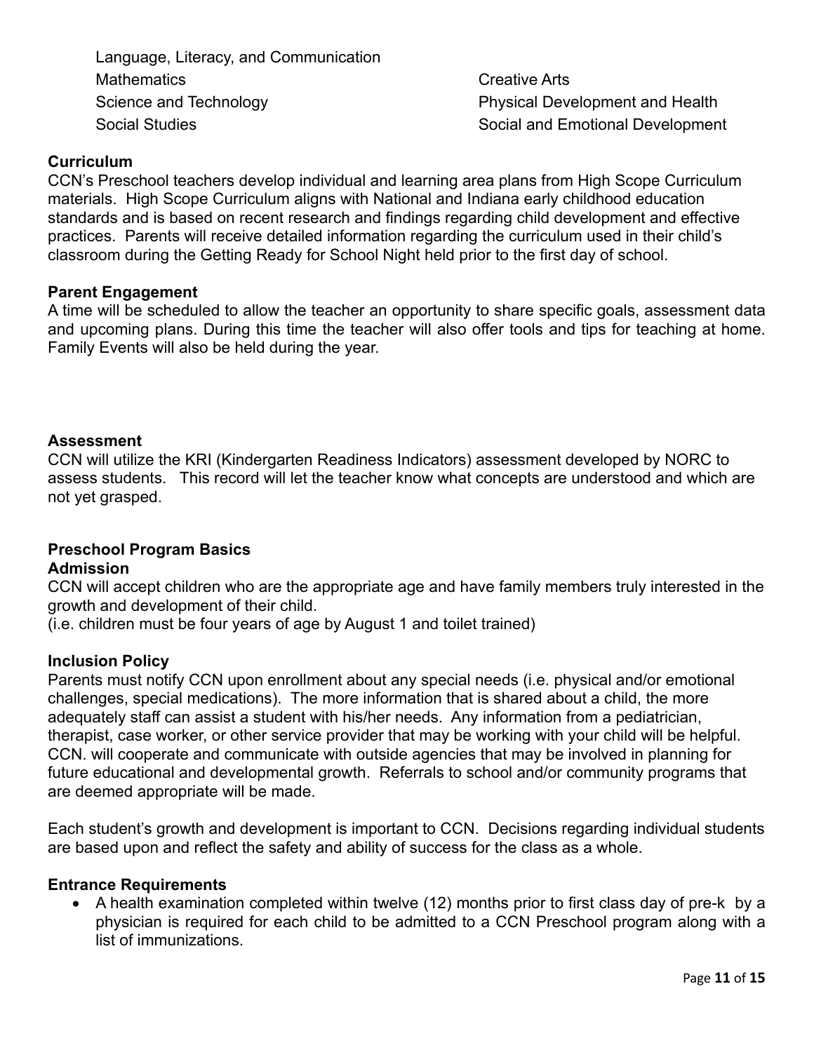- Language, Literacy, and Communication
- Mathematics
- Science and Technology
- Social Studies
- Creative Arts
- Physical Development and Health
- Social and Emotional Development

**Curriculum**

CCN's Preschool teachers develop individual and learning area plans from High Scope Curriculum materials. High Scope Curriculum aligns with National and Indiana early childhood education standards and is based on recent research and findings regarding child development and effective practices. Parents will receive detailed information regarding the curriculum used in their child's classroom during the Getting Ready for School Night held prior to the first day of school.

**Parent Engagement**

A time will be scheduled to allow the teacher an opportunity to share specific goals, assessment data and upcoming plans. During this time the teacher will also offer tools and tips for teaching at home. Family Events will also be held during the year.

**Assessment**

CCN will utilize the KRI (Kindergarten Readiness Indicators) assessment developed by NORC to assess students. This record will let the teacher know what concepts are understood and which are not yet grasped.

**Preschool Program Basics**

**Admission**

CCN will accept children who are the appropriate age and have family members truly interested in the growth and development of their child.
(i.e. children must be four years of age by August 1 and toilet trained)

**Inclusion Policy**

Parents must notify CCN upon enrollment about any special needs (i.e. physical and/or emotional challenges, special medications). The more information that is shared about a child, the more adequately staff can assist a student with his/her needs. Any information from a pediatrician, therapist, case worker, or other service provider that may be working with your child will be helpful. CCN. will cooperate and communicate with outside agencies that may be involved in planning for future educational and developmental growth. Referrals to school and/or community programs that are deemed appropriate will be made.

Each student's growth and development is important to CCN. Decisions regarding individual students are based upon and reflect the safety and ability of success for the class as a whole.

**Entrance Requirements**

- A health examination completed within twelve (12) months prior to first class day of pre-k by a physician is required for each child to be admitted to a CCN Preschool program along with a list of immunizations.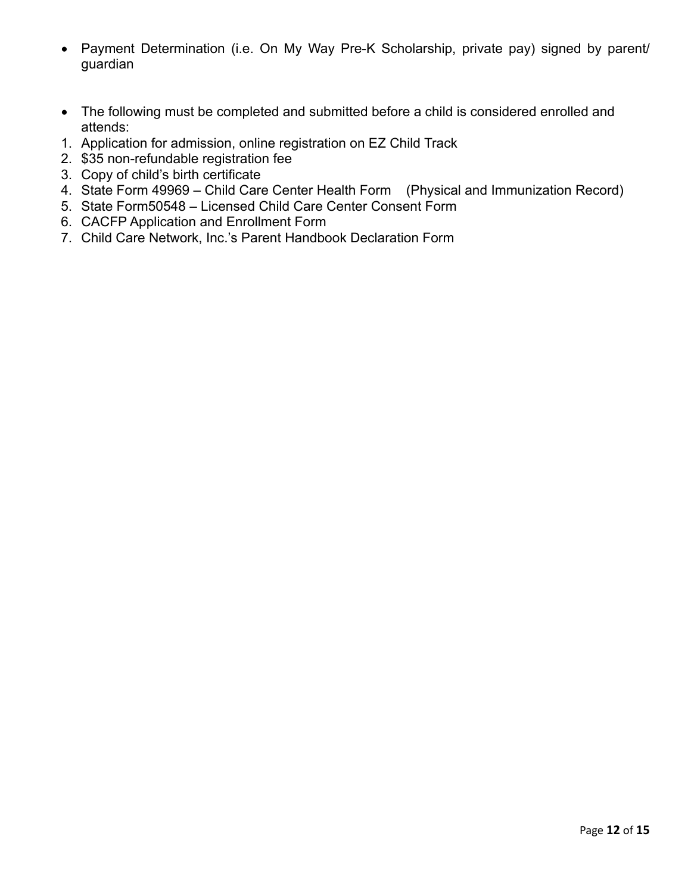- Payment Determination (i.e. On My Way Pre-K Scholarship, private pay) signed by parent/ guardian

- The following must be completed and submitted before a child is considered enrolled and attends:

1. Application for admission, online registration on EZ Child Track
2. $35 non-refundable registration fee
3. Copy of child's birth certificate
4. State Form 49969 – Child Care Center Health Form (Physical and Immunization Record)
5. State Form50548 – Licensed Child Care Center Consent Form
6. CACFP Application and Enrollment Form
7. Child Care Network, Inc.'s Parent Handbook Declaration Form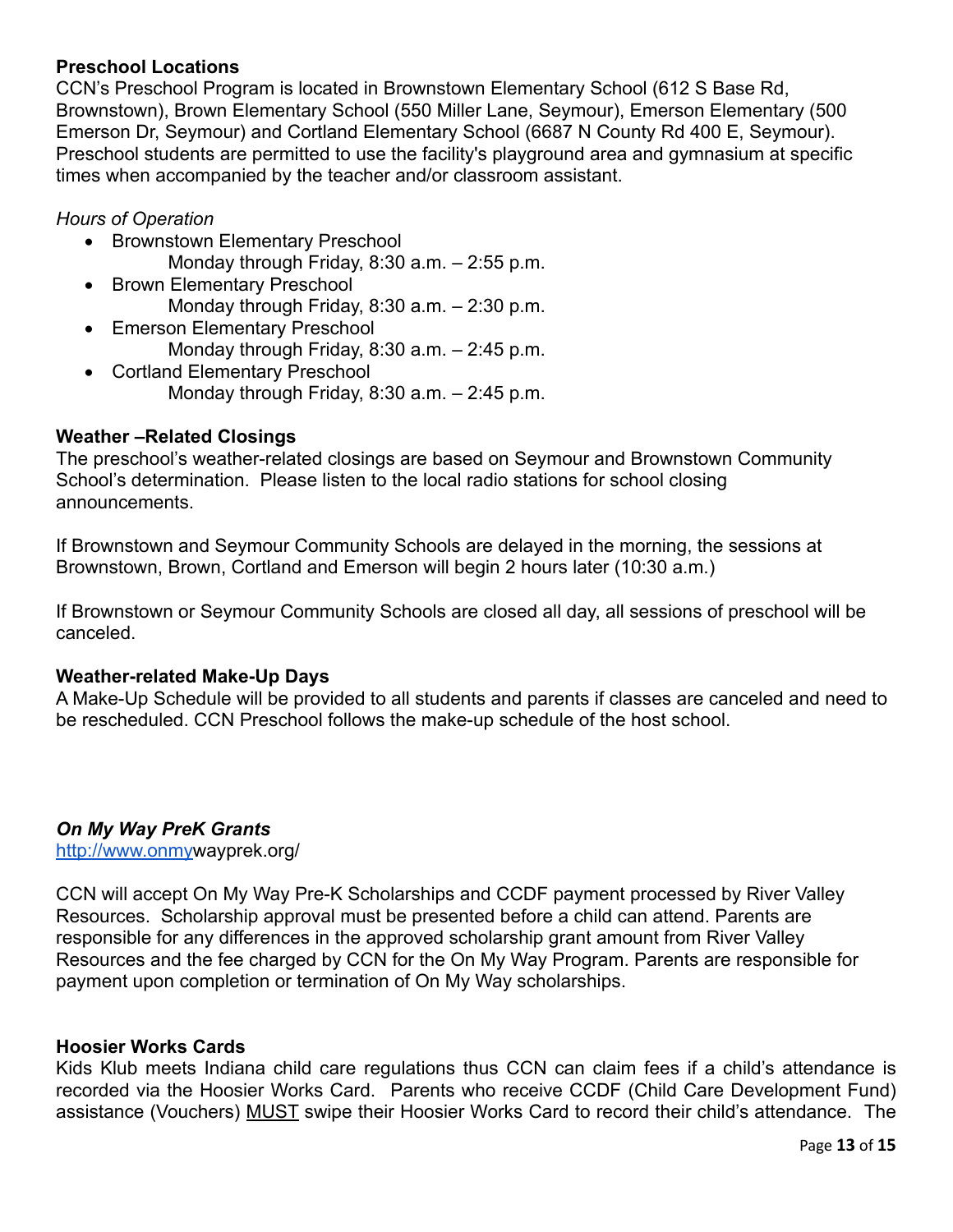**Preschool Locations**

CCN's Preschool Program is located in Brownstown Elementary School (612 S Base Rd, Brownstown), Brown Elementary School (550 Miller Lane, Seymour), Emerson Elementary (500 Emerson Dr, Seymour) and Cortland Elementary School (6687 N County Rd 400 E, Seymour). Preschool students are permitted to use the facility's playground area and gymnasium at specific times when accompanied by the teacher and/or classroom assistant.

*Hours of Operation*

- Brownstown Elementary Preschool
  Monday through Friday, 8:30 a.m. – 2:55 p.m.
- Brown Elementary Preschool
  Monday through Friday, 8:30 a.m. – 2:30 p.m.
- Emerson Elementary Preschool
  Monday through Friday, 8:30 a.m. – 2:45 p.m.
- Cortland Elementary Preschool
  Monday through Friday, 8:30 a.m. – 2:45 p.m.

**Weather –Related Closings**

The preschool's weather-related closings are based on Seymour and Brownstown Community School's determination. Please listen to the local radio stations for school closing announcements.

If Brownstown and Seymour Community Schools are delayed in the morning, the sessions at Brownstown, Brown, Cortland and Emerson will begin 2 hours later (10:30 a.m.)

If Brownstown or Seymour Community Schools are closed all day, all sessions of preschool will be canceled.

**Weather-related Make-Up Days**

A Make-Up Schedule will be provided to all students and parents if classes are canceled and need to be rescheduled. CCN Preschool follows the make-up schedule of the host school.

***On My Way PreK Grants***

http://www.onmywayprek.org/

CCN will accept On My Way Pre-K Scholarships and CCDF payment processed by River Valley Resources. Scholarship approval must be presented before a child can attend. Parents are responsible for any differences in the approved scholarship grant amount from River Valley Resources and the fee charged by CCN for the On My Way Program. Parents are responsible for payment upon completion or termination of On My Way scholarships.

**Hoosier Works Cards**

Kids Klub meets Indiana child care regulations thus CCN can claim fees if a child's attendance is recorded via the Hoosier Works Card. Parents who receive CCDF (Child Care Development Fund) assistance (Vouchers) MUST swipe their Hoosier Works Card to record their child's attendance. The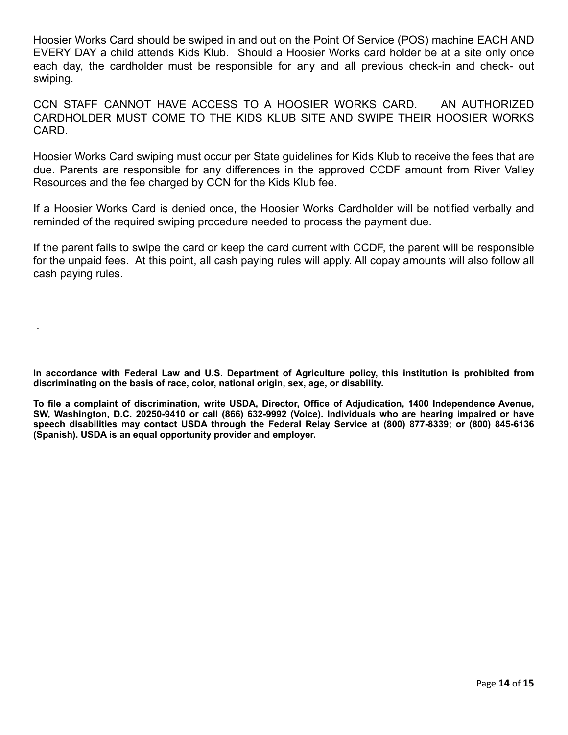Hoosier Works Card should be swiped in and out on the Point Of Service (POS) machine EACH AND EVERY DAY a child attends Kids Klub. Should a Hoosier Works card holder be at a site only once each day, the cardholder must be responsible for any and all previous check-in and check- out swiping.

CCN STAFF CANNOT HAVE ACCESS TO A HOOSIER WORKS CARD. AN AUTHORIZED CARDHOLDER MUST COME TO THE KIDS KLUB SITE AND SWIPE THEIR HOOSIER WORKS CARD.

Hoosier Works Card swiping must occur per State guidelines for Kids Klub to receive the fees that are due. Parents are responsible for any differences in the approved CCDF amount from River Valley Resources and the fee charged by CCN for the Kids Klub fee.

If a Hoosier Works Card is denied once, the Hoosier Works Cardholder will be notified verbally and reminded of the required swiping procedure needed to process the payment due.

If the parent fails to swipe the card or keep the card current with CCDF, the parent will be responsible for the unpaid fees. At this point, all cash paying rules will apply. All copay amounts will also follow all cash paying rules.

.

**In accordance with Federal Law and U.S. Department of Agriculture policy, this institution is prohibited from discriminating on the basis of race, color, national origin, sex, age, or disability.**

**To file a complaint of discrimination, write USDA, Director, Office of Adjudication, 1400 Independence Avenue, SW, Washington, D.C. 20250-9410 or call (866) 632-9992 (Voice). Individuals who are hearing impaired or have speech disabilities may contact USDA through the Federal Relay Service at (800) 877-8339; or (800) 845-6136 (Spanish). USDA is an equal opportunity provider and employer.**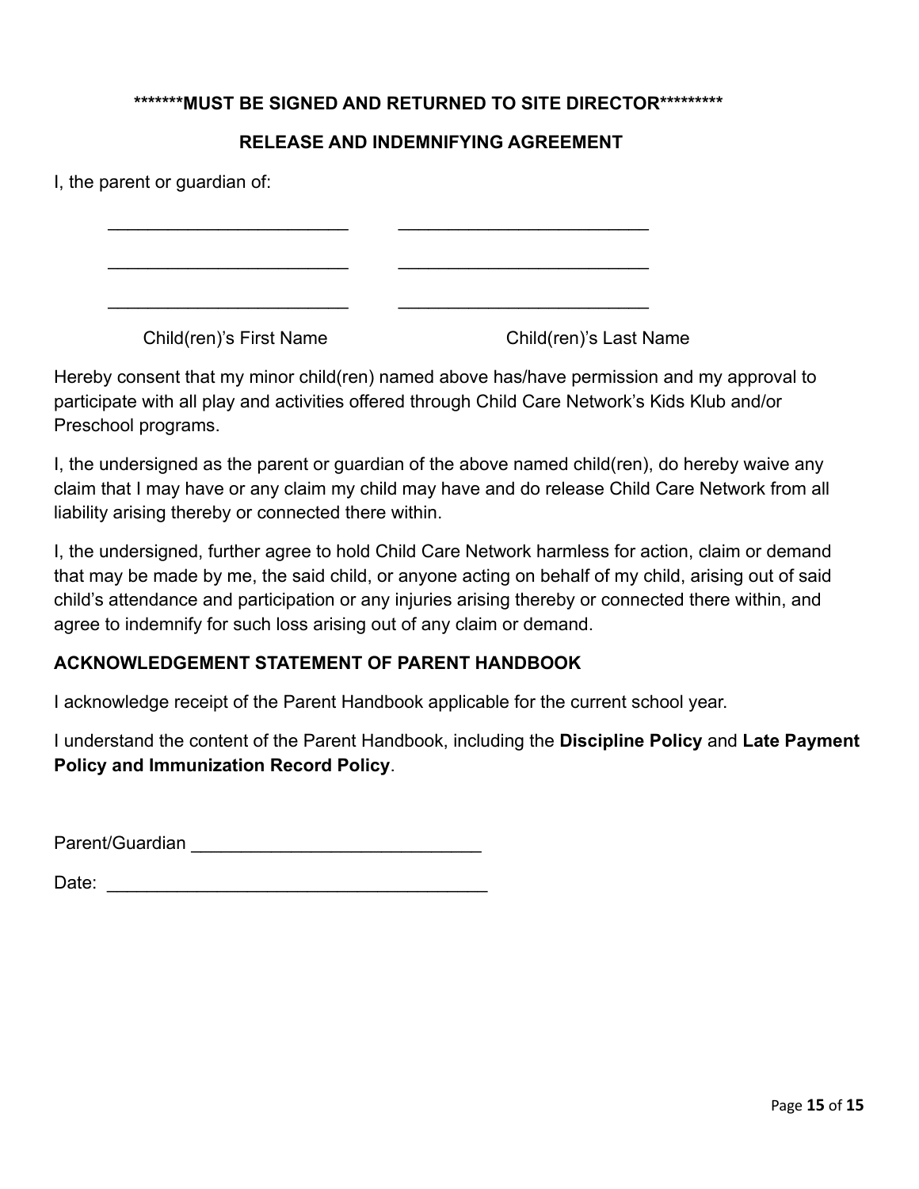**\*\*\*\*\*\*\*MUST BE SIGNED AND RETURNED TO SITE DIRECTOR\*\*\*\*\*\*\*\*\***

**RELEASE AND INDEMNIFYING AGREEMENT**

I, the parent or guardian of:

| Child(ren)'s First Name | Child(ren)'s Last Name |
|---|---|
| ________________________ | ________________________ |
| ________________________ | ________________________ |
| ________________________ | ________________________ |

Hereby consent that my minor child(ren) named above has/have permission and my approval to participate with all play and activities offered through Child Care Network's Kids Klub and/or Preschool programs.

I, the undersigned as the parent or guardian of the above named child(ren), do hereby waive any claim that I may have or any claim my child may have and do release Child Care Network from all liability arising thereby or connected there within.

I, the undersigned, further agree to hold Child Care Network harmless for action, claim or demand that may be made by me, the said child, or anyone acting on behalf of my child, arising out of said child's attendance and participation or any injuries arising thereby or connected there within, and agree to indemnify for such loss arising out of any claim or demand.

**ACKNOWLEDGEMENT STATEMENT OF PARENT HANDBOOK**

I acknowledge receipt of the Parent Handbook applicable for the current school year.

I understand the content of the Parent Handbook, including the **Discipline Policy** and **Late Payment Policy and Immunization Record Policy**.

Parent/Guardian _____________________________

Date: ______________________________________